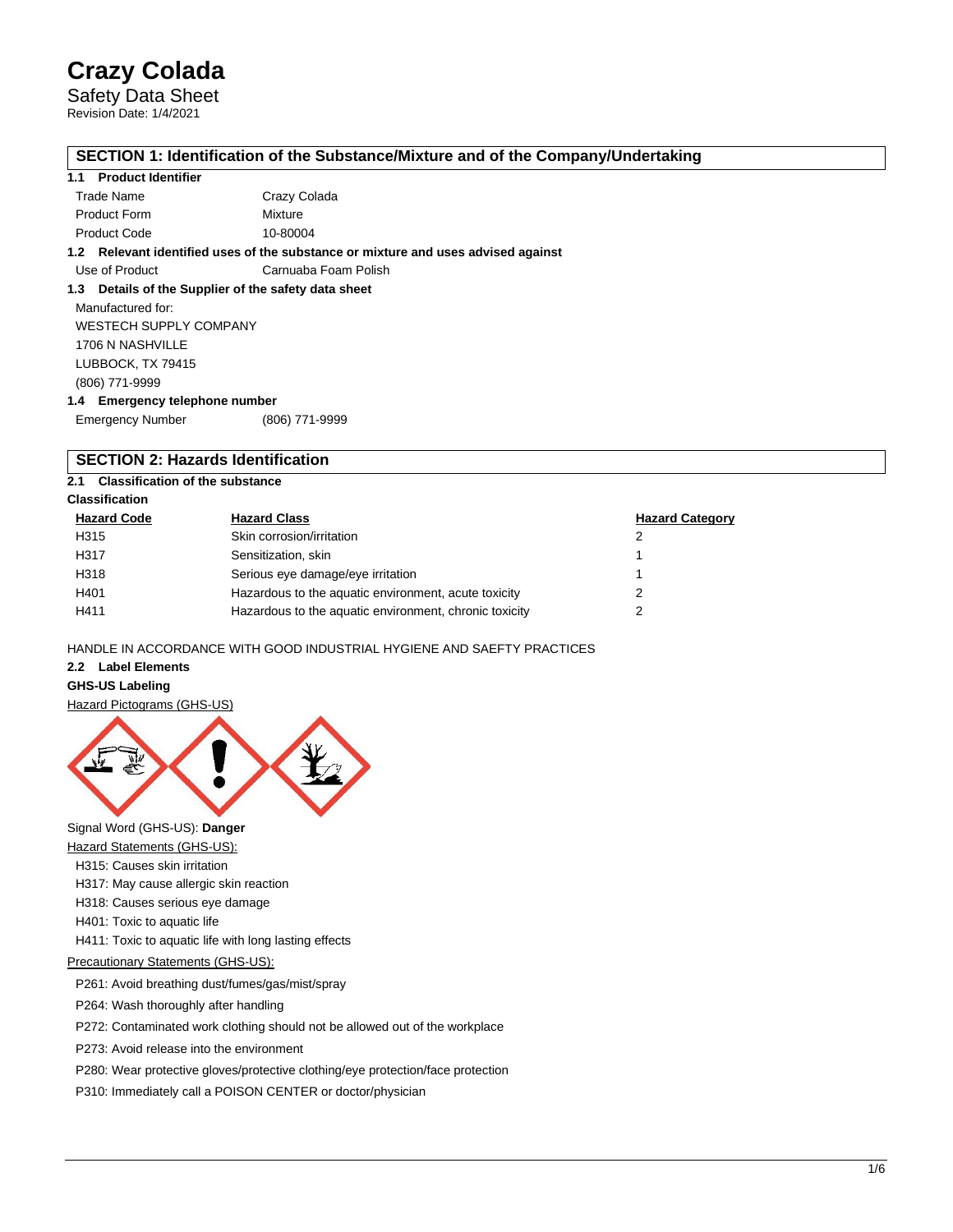# Crazy Colada

Safety Data Sheet

Revision Date: 1/4/2021

## SECTION 1: Identification of the Substance/Mixture and of the Company/Undertaking

**1.1 Product Identifier**

| | |
|---|---|
| Trade Name | Crazy Colada |
| Product Form | Mixture |
| Product Code | 10-80004 |

**1.2 Relevant identified uses of the substance or mixture and uses advised against**

| | |
|---|---|
| Use of Product | Carnuaba Foam Polish |

**1.3 Details of the Supplier of the safety data sheet**

Manufactured for:

WESTECH SUPPLY COMPANY

1706 N NASHVILLE

LUBBOCK, TX 79415

(806) 771-9999

**1.4 Emergency telephone number**

| | |
|---|---|
| Emergency Number | (806) 771-9999 |

## SECTION 2: Hazards Identification

**2.1 Classification of the substance**

**Classification**

| Hazard Code | Hazard Class | Hazard Category |
|---|---|---|
| H315 | Skin corrosion/irritation | 2 |
| H317 | Sensitization, skin | 1 |
| H318 | Serious eye damage/eye irritation | 1 |
| H401 | Hazardous to the aquatic environment, acute toxicity | 2 |
| H411 | Hazardous to the aquatic environment, chronic toxicity | 2 |

HANDLE IN ACCORDANCE WITH GOOD INDUSTRIAL HYGIENE AND SAEFTY PRACTICES

**2.2 Label Elements**

**GHS-US Labeling**

Hazard Pictograms (GHS-US)

Signal Word (GHS-US): **Danger**

Hazard Statements (GHS-US):

H315: Causes skin irritation

H317: May cause allergic skin reaction

H318: Causes serious eye damage

H401: Toxic to aquatic life

H411: Toxic to aquatic life with long lasting effects

Precautionary Statements (GHS-US):

P261: Avoid breathing dust/fumes/gas/mist/spray

P264: Wash thoroughly after handling

P272: Contaminated work clothing should not be allowed out of the workplace

P273: Avoid release into the environment

P280: Wear protective gloves/protective clothing/eye protection/face protection

P310: Immediately call a POISON CENTER or doctor/physician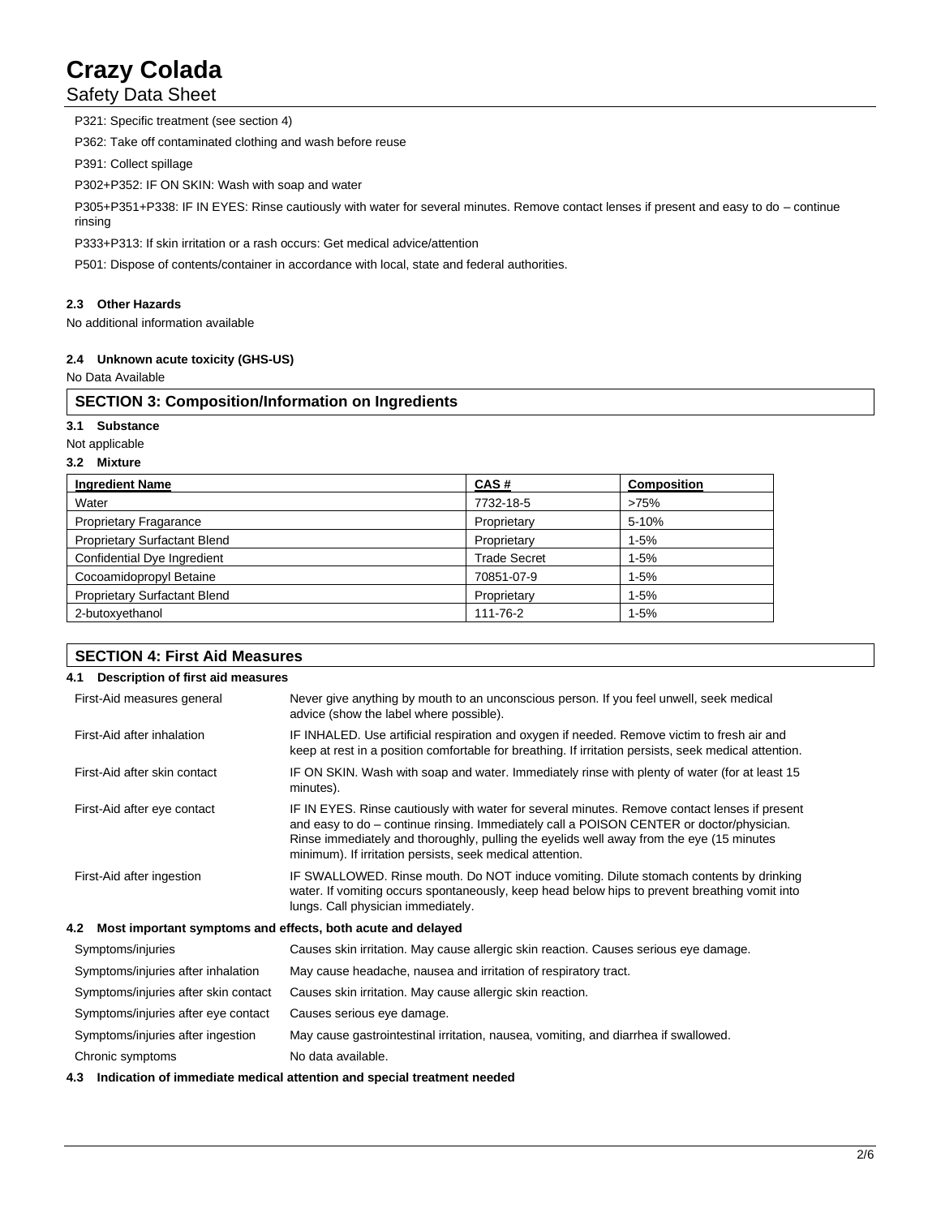P321: Specific treatment (see section 4)

P362: Take off contaminated clothing and wash before reuse

P391: Collect spillage

P302+P352: IF ON SKIN: Wash with soap and water

P305+P351+P338: IF IN EYES: Rinse cautiously with water for several minutes. Remove contact lenses if present and easy to do – continue rinsing

P333+P313: If skin irritation or a rash occurs: Get medical advice/attention

P501: Dispose of contents/container in accordance with local, state and federal authorities.

#### 2.3 Other Hazards

No additional information available

#### 2.4 Unknown acute toxicity (GHS-US)

No Data Available

## SECTION 3: Composition/Information on Ingredients

#### 3.1 Substance

Not applicable

#### 3.2 Mixture

| Ingredient Name | CAS # | Composition |
|---|---|---|
| Water | 7732-18-5 | >75% |
| Proprietary Fragarance | Proprietary | 5-10% |
| Proprietary Surfactant Blend | Proprietary | 1-5% |
| Confidential Dye Ingredient | Trade Secret | 1-5% |
| Cocoamidopropyl Betaine | 70851-07-9 | 1-5% |
| Proprietary Surfactant Blend | Proprietary | 1-5% |
| 2-butoxyethanol | 111-76-2 | 1-5% |

## SECTION 4: First Aid Measures

#### 4.1 Description of first aid measures

| | |
|---|---|
| First-Aid measures general | Never give anything by mouth to an unconscious person. If you feel unwell, seek medical advice (show the label where possible). |
| First-Aid after inhalation | IF INHALED. Use artificial respiration and oxygen if needed. Remove victim to fresh air and keep at rest in a position comfortable for breathing. If irritation persists, seek medical attention. |
| First-Aid after skin contact | IF ON SKIN. Wash with soap and water. Immediately rinse with plenty of water (for at least 15 minutes). |
| First-Aid after eye contact | IF IN EYES. Rinse cautiously with water for several minutes. Remove contact lenses if present and easy to do – continue rinsing. Immediately call a POISON CENTER or doctor/physician. Rinse immediately and thoroughly, pulling the eyelids well away from the eye (15 minutes minimum). If irritation persists, seek medical attention. |
| First-Aid after ingestion | IF SWALLOWED. Rinse mouth. Do NOT induce vomiting. Dilute stomach contents by drinking water. If vomiting occurs spontaneously, keep head below hips to prevent breathing vomit into lungs. Call physician immediately. |

#### 4.2 Most important symptoms and effects, both acute and delayed

| | |
|---|---|
| Symptoms/injuries | Causes skin irritation. May cause allergic skin reaction. Causes serious eye damage. |
| Symptoms/injuries after inhalation | May cause headache, nausea and irritation of respiratory tract. |
| Symptoms/injuries after skin contact | Causes skin irritation. May cause allergic skin reaction. |
| Symptoms/injuries after eye contact | Causes serious eye damage. |
| Symptoms/injuries after ingestion | May cause gastrointestinal irritation, nausea, vomiting, and diarrhea if swallowed. |
| Chronic symptoms | No data available. |

#### 4.3 Indication of immediate medical attention and special treatment needed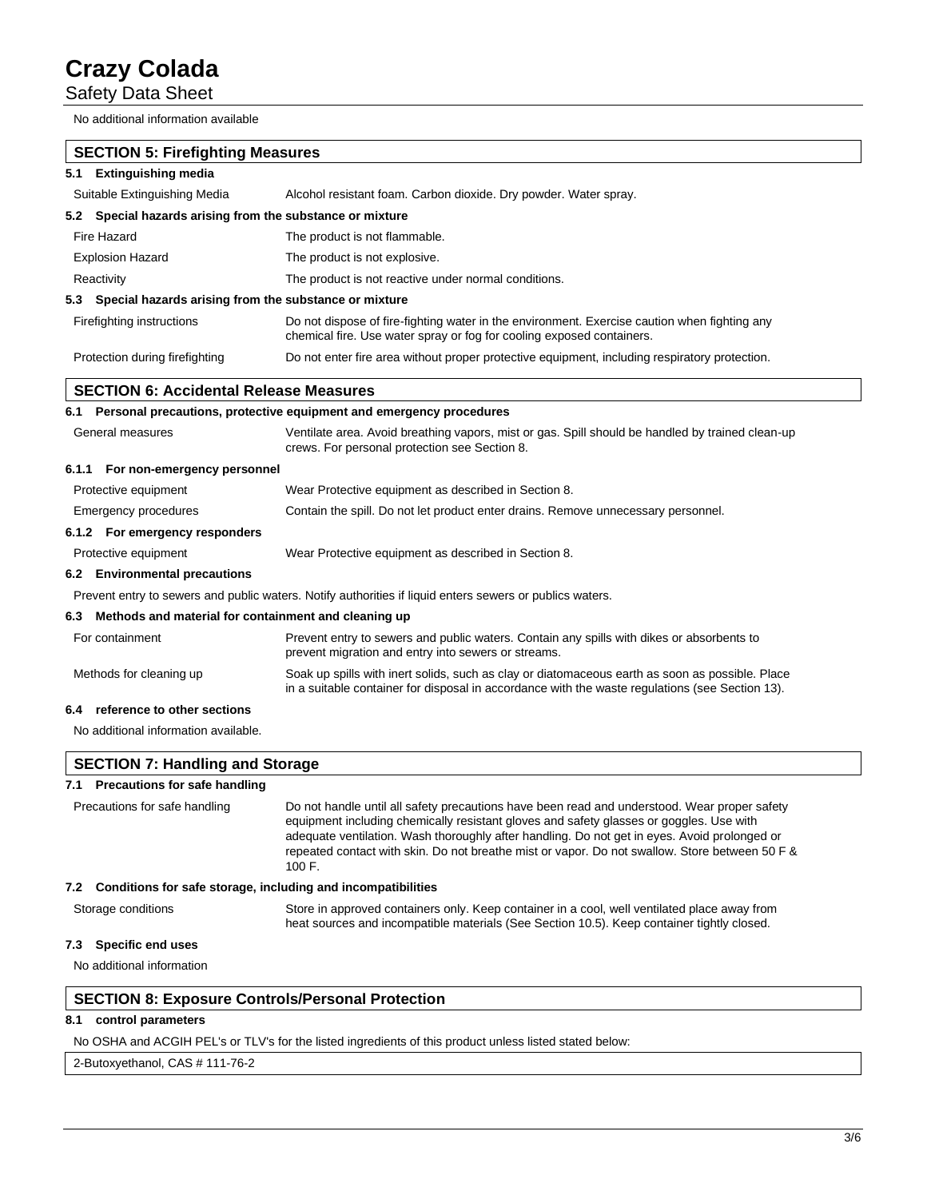No additional information available

## SECTION 5: Firefighting Measures

### 5.1 Extinguishing media

| | |
|---|---|
| Suitable Extinguishing Media | Alcohol resistant foam. Carbon dioxide. Dry powder. Water spray. |

### 5.2 Special hazards arising from the substance or mixture

| | |
|---|---|
| Fire Hazard | The product is not flammable. |
| Explosion Hazard | The product is not explosive. |
| Reactivity | The product is not reactive under normal conditions. |

### 5.3 Special hazards arising from the substance or mixture

| | |
|---|---|
| Firefighting instructions | Do not dispose of fire-fighting water in the environment. Exercise caution when fighting any chemical fire. Use water spray or fog for cooling exposed containers. |
| Protection during firefighting | Do not enter fire area without proper protective equipment, including respiratory protection. |

## SECTION 6: Accidental Release Measures

### 6.1 Personal precautions, protective equipment and emergency procedures

| | |
|---|---|
| General measures | Ventilate area. Avoid breathing vapors, mist or gas. Spill should be handled by trained clean-up crews. For personal protection see Section 8. |

#### 6.1.1 For non-emergency personnel

| | |
|---|---|
| Protective equipment | Wear Protective equipment as described in Section 8. |
| Emergency procedures | Contain the spill. Do not let product enter drains. Remove unnecessary personnel. |

#### 6.1.2 For emergency responders

| | |
|---|---|
| Protective equipment | Wear Protective equipment as described in Section 8. |

### 6.2 Environmental precautions

Prevent entry to sewers and public waters. Notify authorities if liquid enters sewers or publics waters.

### 6.3 Methods and material for containment and cleaning up

| | |
|---|---|
| For containment | Prevent entry to sewers and public waters. Contain any spills with dikes or absorbents to prevent migration and entry into sewers or streams. |
| Methods for cleaning up | Soak up spills with inert solids, such as clay or diatomaceous earth as soon as possible. Place in a suitable container for disposal in accordance with the waste regulations (see Section 13). |

### 6.4 reference to other sections

No additional information available.

## SECTION 7: Handling and Storage

### 7.1 Precautions for safe handling

| | |
|---|---|
| Precautions for safe handling | Do not handle until all safety precautions have been read and understood. Wear proper safety equipment including chemically resistant gloves and safety glasses or goggles. Use with adequate ventilation. Wash thoroughly after handling. Do not get in eyes. Avoid prolonged or repeated contact with skin. Do not breathe mist or vapor. Do not swallow. Store between 50 F & 100 F. |

### 7.2 Conditions for safe storage, including and incompatibilities

| | |
|---|---|
| Storage conditions | Store in approved containers only. Keep container in a cool, well ventilated place away from heat sources and incompatible materials (See Section 10.5). Keep container tightly closed. |

### 7.3 Specific end uses

No additional information

## SECTION 8: Exposure Controls/Personal Protection

### 8.1 control parameters

No OSHA and ACGIH PEL's or TLV's for the listed ingredients of this product unless listed stated below:

| 2-Butoxyethanol, CAS # 111-76-2 |
|---|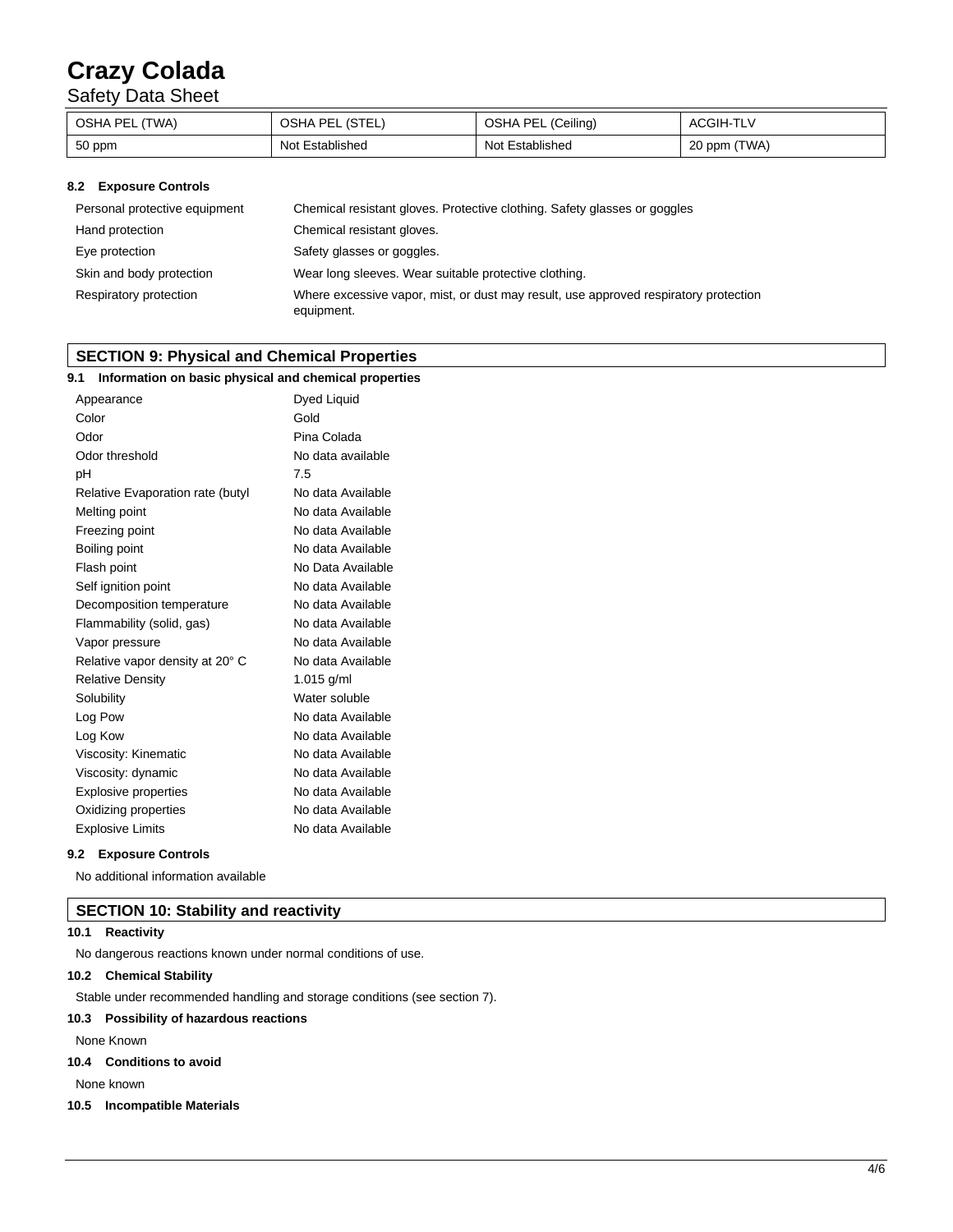| OSHA PEL (TWA) | OSHA PEL (STEL) | OSHA PEL (Ceiling) | ACGIH-TLV |
|---|---|---|---|
| 50 ppm | Not Established | Not Established | 20 ppm (TWA) |

### 8.2 Exposure Controls

| | |
|---|---|
| Personal protective equipment | Chemical resistant gloves. Protective clothing. Safety glasses or goggles |
| Hand protection | Chemical resistant gloves. |
| Eye protection | Safety glasses or goggles. |
| Skin and body protection | Wear long sleeves. Wear suitable protective clothing. |
| Respiratory protection | Where excessive vapor, mist, or dust may result, use approved respiratory protection equipment. |

## SECTION 9: Physical and Chemical Properties

### 9.1 Information on basic physical and chemical properties

| | |
|---|---|
| Appearance | Dyed Liquid |
| Color | Gold |
| Odor | Pina Colada |
| Odor threshold | No data available |
| pH | 7.5 |
| Relative Evaporation rate (butyl | No data Available |
| Melting point | No data Available |
| Freezing point | No data Available |
| Boiling point | No data Available |
| Flash point | No Data Available |
| Self ignition point | No data Available |
| Decomposition temperature | No data Available |
| Flammability (solid, gas) | No data Available |
| Vapor pressure | No data Available |
| Relative vapor density at 20° C | No data Available |
| Relative Density | 1.015 g/ml |
| Solubility | Water soluble |
| Log Pow | No data Available |
| Log Kow | No data Available |
| Viscosity: Kinematic | No data Available |
| Viscosity: dynamic | No data Available |
| Explosive properties | No data Available |
| Oxidizing properties | No data Available |
| Explosive Limits | No data Available |

### 9.2 Exposure Controls

No additional information available

## SECTION 10: Stability and reactivity

### 10.1 Reactivity

No dangerous reactions known under normal conditions of use.

### 10.2 Chemical Stability

Stable under recommended handling and storage conditions (see section 7).

### 10.3 Possibility of hazardous reactions

None Known

### 10.4 Conditions to avoid

None known

### 10.5 Incompatible Materials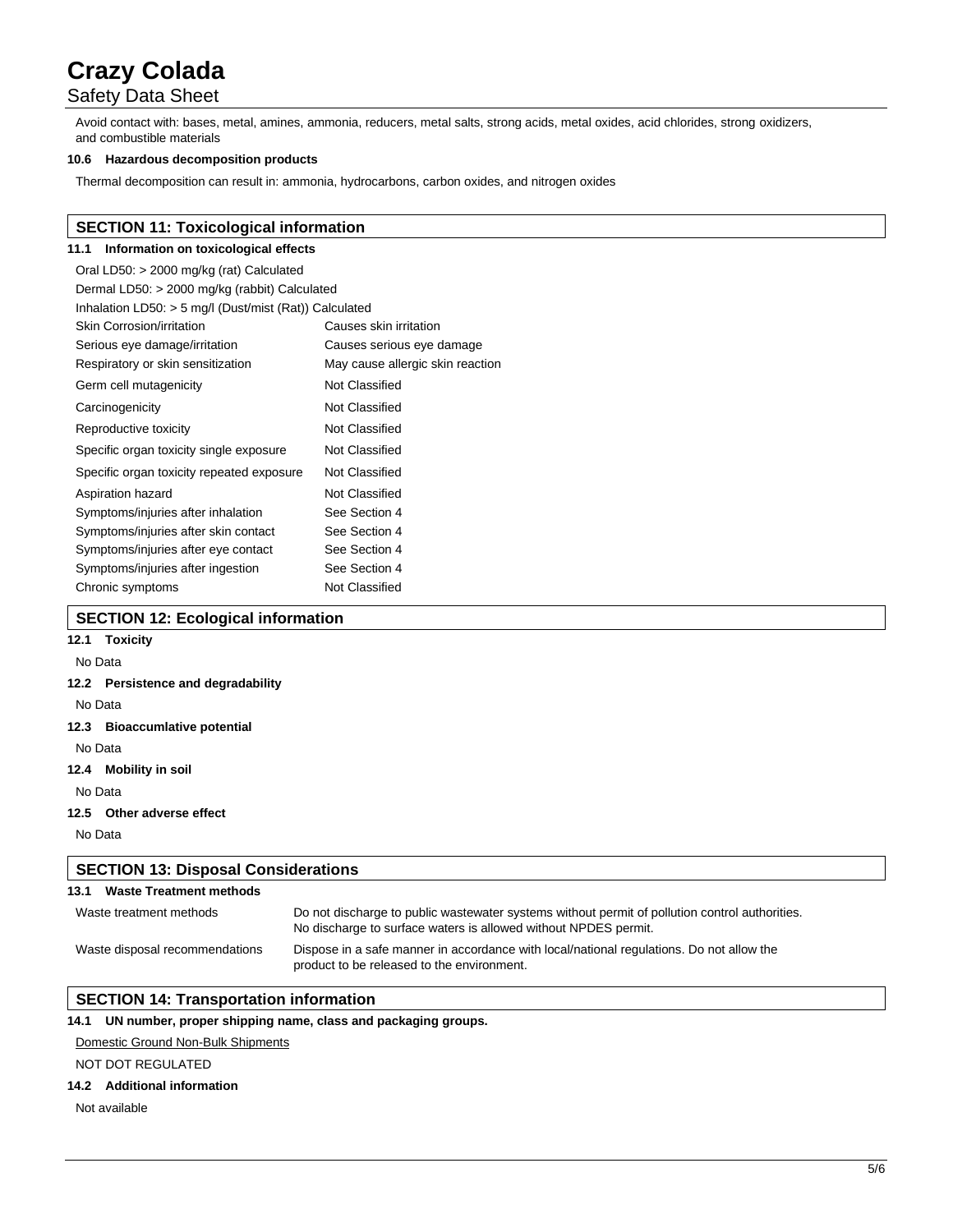Avoid contact with: bases, metal, amines, ammonia, reducers, metal salts, strong acids, metal oxides, acid chlorides, strong oxidizers, and combustible materials

**10.6 Hazardous decomposition products**

Thermal decomposition can result in: ammonia, hydrocarbons, carbon oxides, and nitrogen oxides

## SECTION 11: Toxicological information

**11.1 Information on toxicological effects**

Oral LD50: > 2000 mg/kg (rat) Calculated

Dermal LD50: > 2000 mg/kg (rabbit) Calculated

Inhalation LD50: > 5 mg/l (Dust/mist (Rat)) Calculated

| | |
|---|---|
| Skin Corrosion/irritation | Causes skin irritation |
| Serious eye damage/irritation | Causes serious eye damage |
| Respiratory or skin sensitization | May cause allergic skin reaction |
| Germ cell mutagenicity | Not Classified |
| Carcinogenicity | Not Classified |
| Reproductive toxicity | Not Classified |
| Specific organ toxicity single exposure | Not Classified |
| Specific organ toxicity repeated exposure | Not Classified |
| Aspiration hazard | Not Classified |
| Symptoms/injuries after inhalation | See Section 4 |
| Symptoms/injuries after skin contact | See Section 4 |
| Symptoms/injuries after eye contact | See Section 4 |
| Symptoms/injuries after ingestion | See Section 4 |
| Chronic symptoms | Not Classified |

## SECTION 12: Ecological information

**12.1 Toxicity**

No Data

**12.2 Persistence and degradability**

No Data

**12.3 Bioaccumlative potential**

No Data

**12.4 Mobility in soil**

No Data

**12.5 Other adverse effect**

No Data

## SECTION 13: Disposal Considerations

**13.1 Waste Treatment methods**

| | |
|---|---|
| Waste treatment methods | Do not discharge to public wastewater systems without permit of pollution control authorities. No discharge to surface waters is allowed without NPDES permit. |
| Waste disposal recommendations | Dispose in a safe manner in accordance with local/national regulations. Do not allow the product to be released to the environment. |

## SECTION 14: Transportation information

**14.1 UN number, proper shipping name, class and packaging groups.**

Domestic Ground Non-Bulk Shipments

NOT DOT REGULATED

**14.2 Additional information**

Not available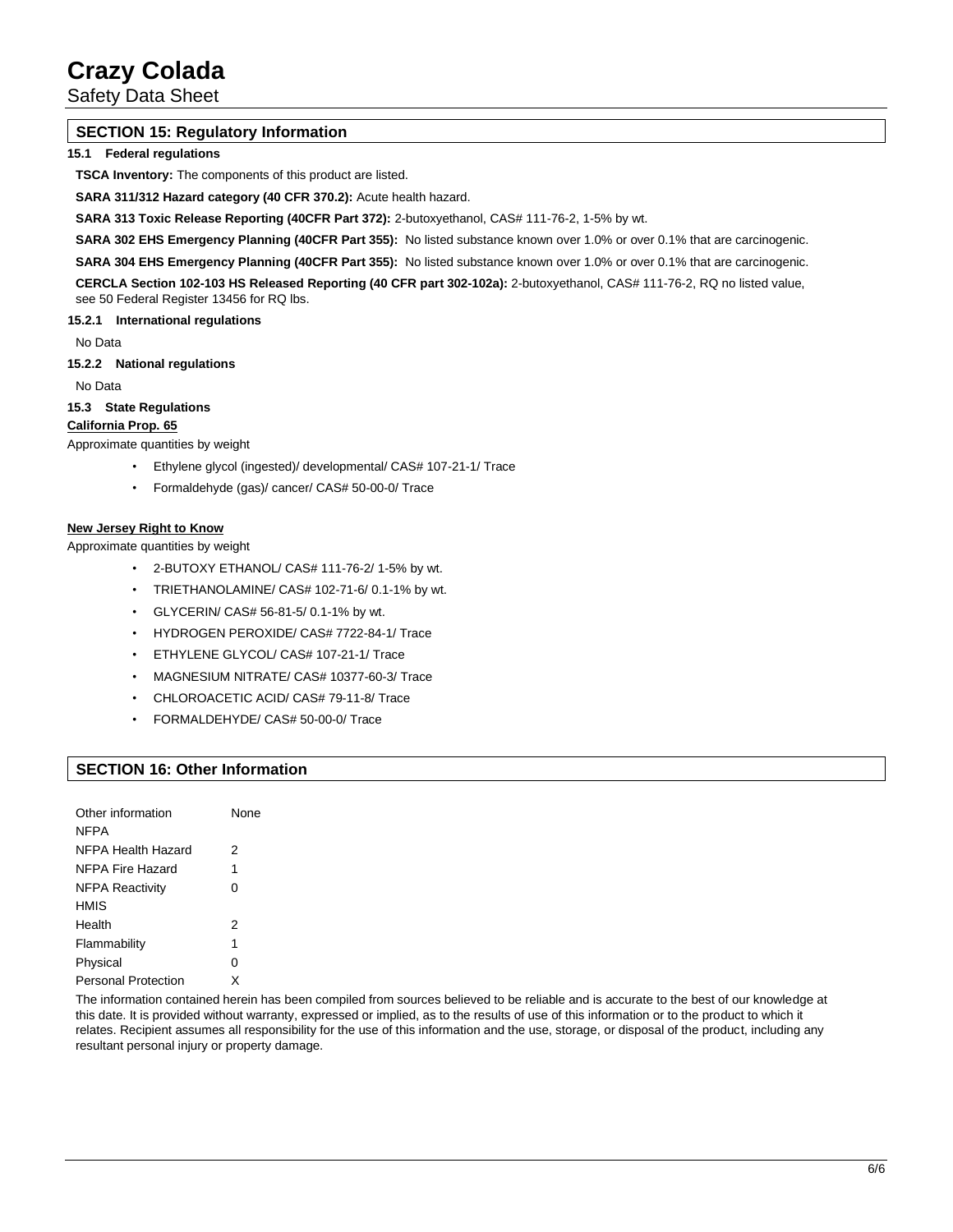# Crazy Colada

Safety Data Sheet

## SECTION 15: Regulatory Information

### 15.1 Federal regulations

**TSCA Inventory:** The components of this product are listed.

**SARA 311/312 Hazard category (40 CFR 370.2):** Acute health hazard.

**SARA 313 Toxic Release Reporting (40CFR Part 372):** 2-butoxyethanol, CAS# 111-76-2, 1-5% by wt.

**SARA 302 EHS Emergency Planning (40CFR Part 355):** No listed substance known over 1.0% or over 0.1% that are carcinogenic.

**SARA 304 EHS Emergency Planning (40CFR Part 355):** No listed substance known over 1.0% or over 0.1% that are carcinogenic.

**CERCLA Section 102-103 HS Released Reporting (40 CFR part 302-102a):** 2-butoxyethanol, CAS# 111-76-2, RQ no listed value, see 50 Federal Register 13456 for RQ lbs.

### 15.2.1 International regulations

No Data

### 15.2.2 National regulations

No Data

### 15.3 State Regulations

**California Prop. 65**

Approximate quantities by weight

- Ethylene glycol (ingested)/ developmental/ CAS# 107-21-1/ Trace
- Formaldehyde (gas)/ cancer/ CAS# 50-00-0/ Trace

**New Jersey Right to Know**

Approximate quantities by weight

- 2-BUTOXY ETHANOL/ CAS# 111-76-2/ 1-5% by wt.
- TRIETHANOLAMINE/ CAS# 102-71-6/ 0.1-1% by wt.
- GLYCERIN/ CAS# 56-81-5/ 0.1-1% by wt.
- HYDROGEN PEROXIDE/ CAS# 7722-84-1/ Trace
- ETHYLENE GLYCOL/ CAS# 107-21-1/ Trace
- MAGNESIUM NITRATE/ CAS# 10377-60-3/ Trace
- CHLOROACETIC ACID/ CAS# 79-11-8/ Trace
- FORMALDEHYDE/ CAS# 50-00-0/ Trace

## SECTION 16: Other Information

| | |
|---|---|
| Other information | None |
| NFPA | |
| NFPA Health Hazard | 2 |
| NFPA Fire Hazard | 1 |
| NFPA Reactivity | 0 |
| HMIS | |
| Health | 2 |
| Flammability | 1 |
| Physical | 0 |
| Personal Protection | X |

The information contained herein has been compiled from sources believed to be reliable and is accurate to the best of our knowledge at this date. It is provided without warranty, expressed or implied, as to the results of use of this information or to the product to which it relates. Recipient assumes all responsibility for the use of this information and the use, storage, or disposal of the product, including any resultant personal injury or property damage.